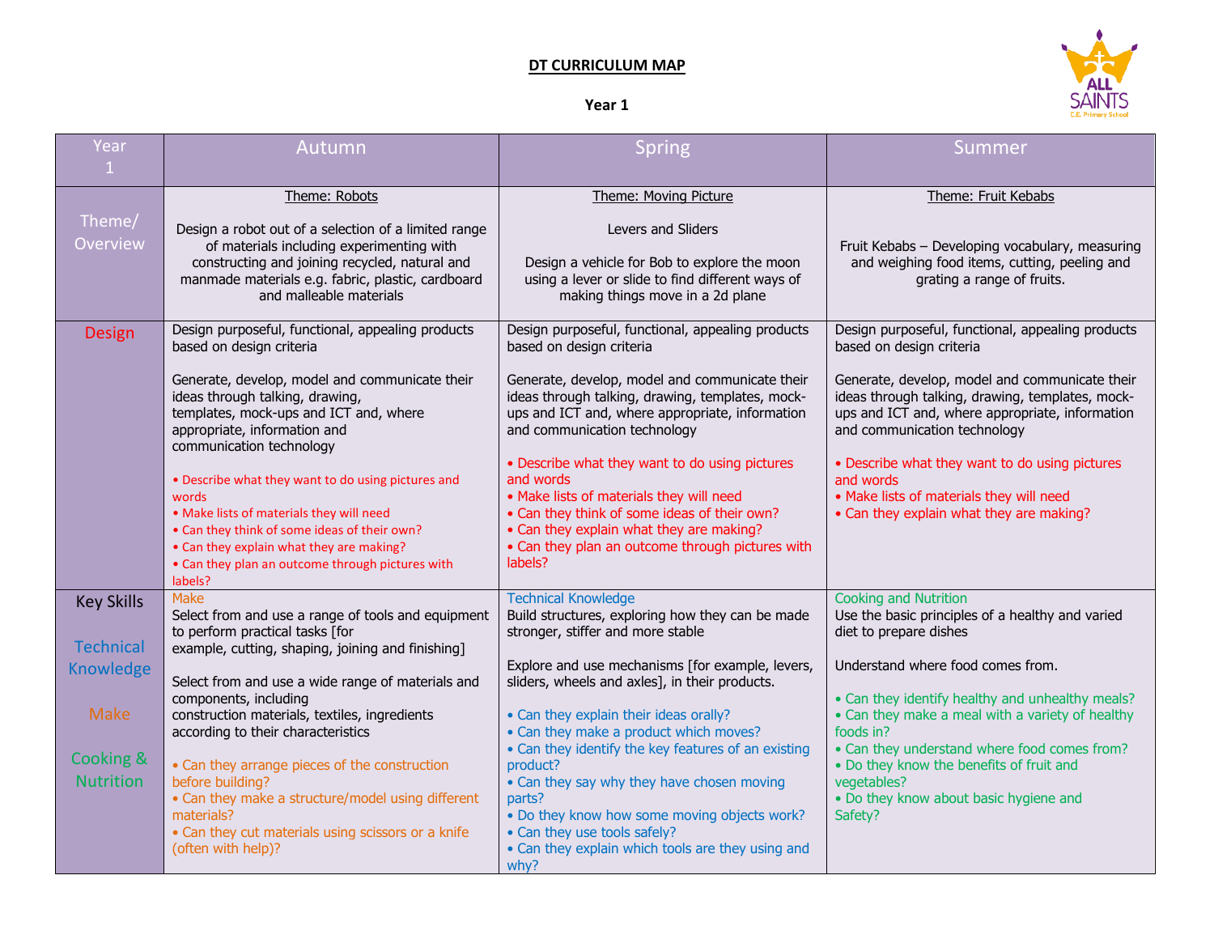# DT CURRICULUM MAP

## Year 1

| Year 1 | Autumn | Spring | Summer |
|---|---|---|---|
| Theme/ Overview | Theme: Robots<br><br>Design a robot out of a selection of a limited range of materials including experimenting with constructing and joining recycled, natural and manmade materials e.g. fabric, plastic, cardboard and malleable materials | Theme: Moving Picture<br><br>Levers and Sliders<br><br>Design a vehicle for Bob to explore the moon using a lever or slide to find different ways of making things move in a 2d plane | Theme: Fruit Kebabs<br><br>Fruit Kebabs – Developing vocabulary, measuring and weighing food items, cutting, peeling and grating a range of fruits. |
| Design | Design purposeful, functional, appealing products based on design criteria<br><br>Generate, develop, model and communicate their ideas through talking, drawing, templates, mock-ups and ICT and, where appropriate, information and communication technology<br><br>• Describe what they want to do using pictures and words<br>• Make lists of materials they will need<br>• Can they think of some ideas of their own?<br>• Can they explain what they are making?<br>• Can they plan an outcome through pictures with labels? | Design purposeful, functional, appealing products based on design criteria<br><br>Generate, develop, model and communicate their ideas through talking, drawing, templates, mock-ups and ICT and, where appropriate, information and communication technology<br><br>• Describe what they want to do using pictures and words<br>• Make lists of materials they will need<br>• Can they think of some ideas of their own?<br>• Can they explain what they are making?<br>• Can they plan an outcome through pictures with labels? | Design purposeful, functional, appealing products based on design criteria<br><br>Generate, develop, model and communicate their ideas through talking, drawing, templates, mock-ups and ICT and, where appropriate, information and communication technology<br><br>• Describe what they want to do using pictures and words<br>• Make lists of materials they will need<br>• Can they explain what they are making? |
| Key Skills<br><br>Technical Knowledge<br><br>Make<br><br>Cooking & Nutrition | Make<br>Select from and use a range of tools and equipment to perform practical tasks [for example, cutting, shaping, joining and finishing]<br><br>Select from and use a wide range of materials and components, including construction materials, textiles, ingredients according to their characteristics<br><br>• Can they arrange pieces of the construction before building?<br>• Can they make a structure/model using different materials?<br>• Can they cut materials using scissors or a knife (often with help)? | Technical Knowledge<br>Build structures, exploring how they can be made stronger, stiffer and more stable<br><br>Explore and use mechanisms [for example, levers, sliders, wheels and axles], in their products.<br><br>• Can they explain their ideas orally?<br>• Can they make a product which moves?<br>• Can they identify the key features of an existing product?<br>• Can they say why they have chosen moving parts?<br>• Do they know how some moving objects work?<br>• Can they use tools safely?<br>• Can they explain which tools are they using and why? | Cooking and Nutrition<br>Use the basic principles of a healthy and varied diet to prepare dishes<br><br>Understand where food comes from.<br><br>• Can they identify healthy and unhealthy meals?<br>• Can they make a meal with a variety of healthy foods in?<br>• Can they understand where food comes from?<br>• Do they know the benefits of fruit and vegetables?<br>• Do they know about basic hygiene and Safety? |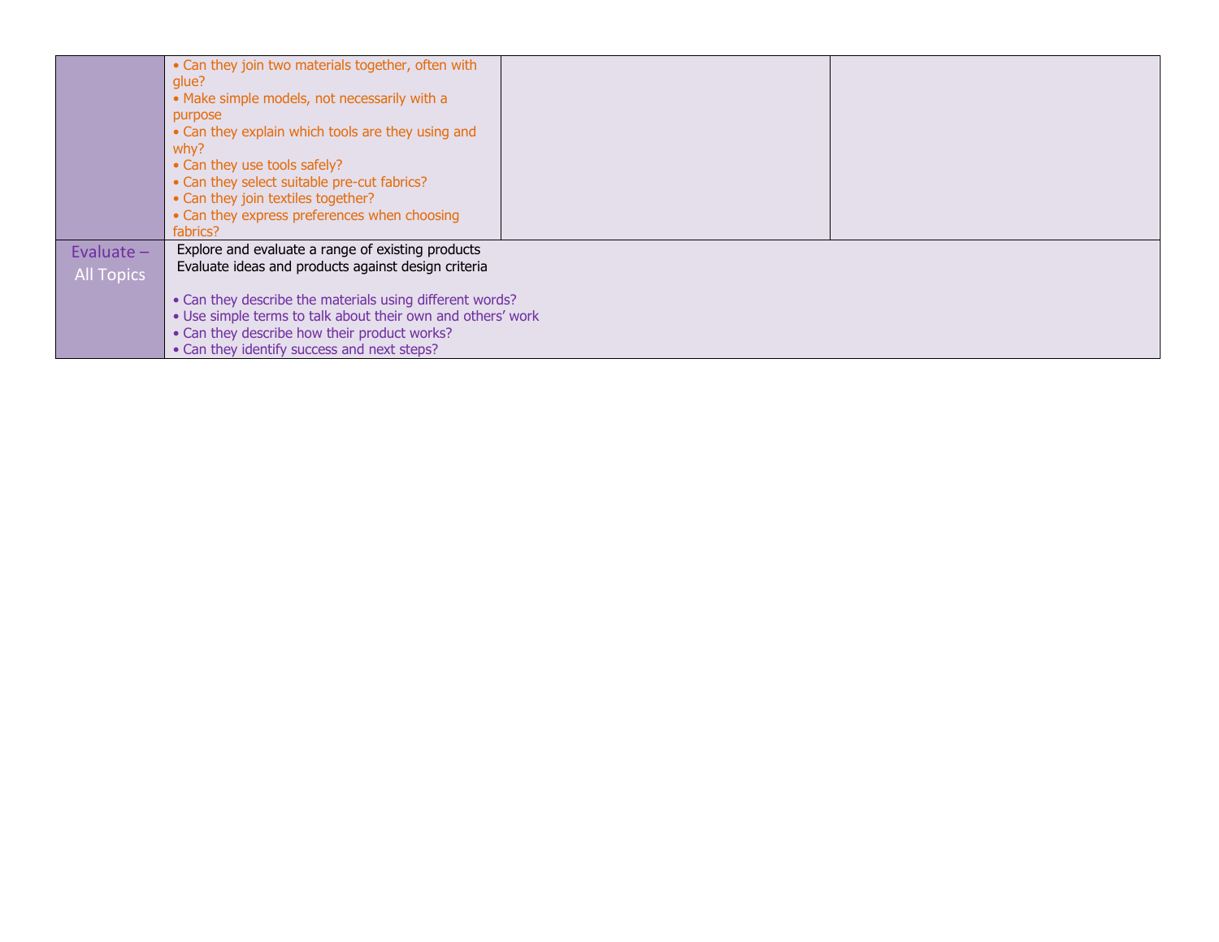| | | | |
|---|---|---|---|
| | • Can they join two materials together, often with glue?<br>• Make simple models, not necessarily with a purpose<br>• Can they explain which tools are they using and why?<br>• Can they use tools safely?<br>• Can they select suitable pre-cut fabrics?<br>• Can they join textiles together?<br>• Can they express preferences when choosing fabrics? | | |
| Evaluate – All Topics | Explore and evaluate a range of existing products<br>Evaluate ideas and products against design criteria<br><br>• Can they describe the materials using different words?<br>• Use simple terms to talk about their own and others' work<br>• Can they describe how their product works?<br>• Can they identify success and next steps? | | |